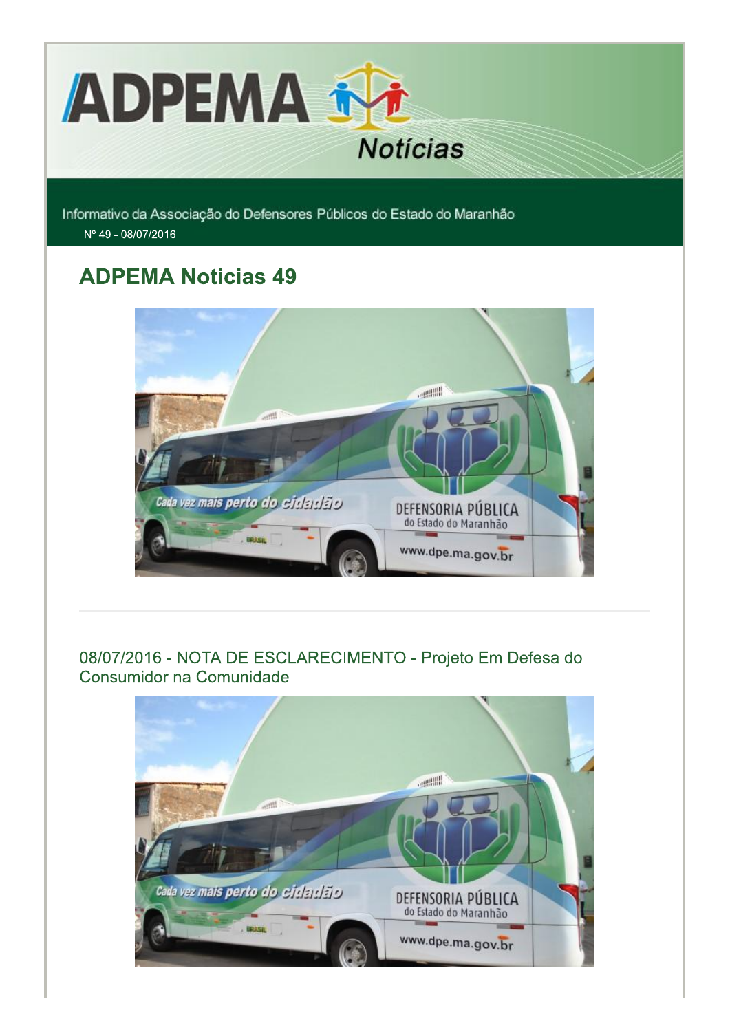# ADPEMA Notícias

Informativo da Associação do Defensores Públicos do Estado do Maranhão

Nº 49 - 08/07/2016

## ADPEMA Noticias 49

### 08/07/2016 - NOTA DE ESCLARECIMENTO - Projeto Em Defesa do Consumidor na Comunidade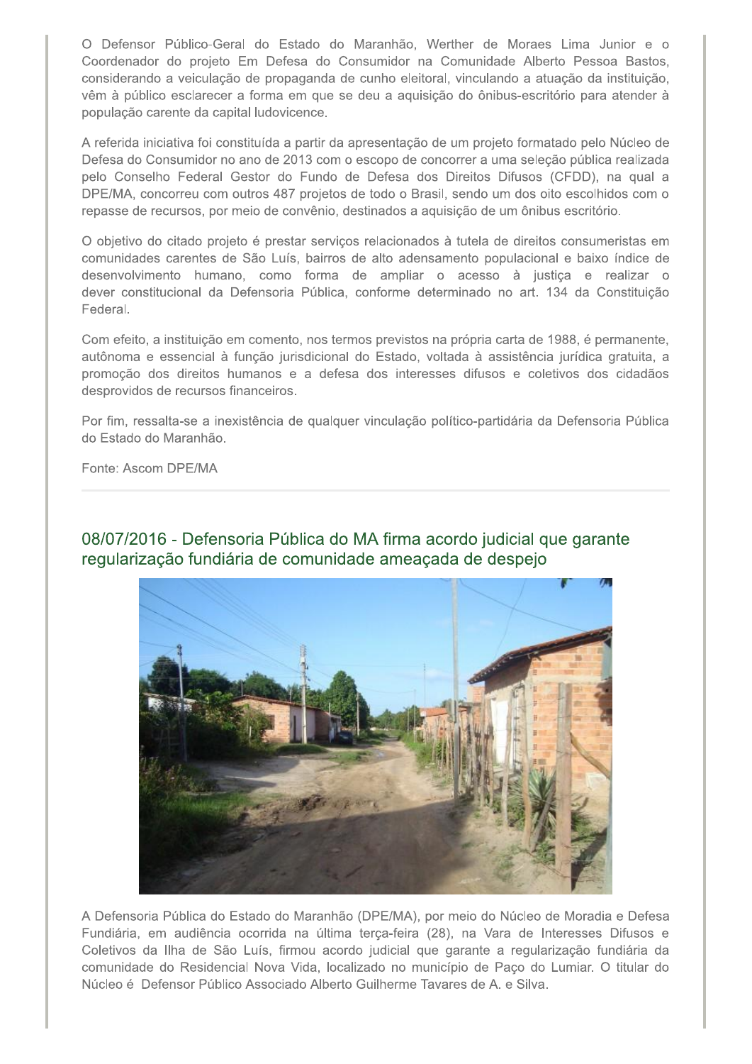O Defensor Público-Geral do Estado do Maranhão, Werther de Moraes Lima Junior e o Coordenador do projeto Em Defesa do Consumidor na Comunidade Alberto Pessoa Bastos, considerando a veiculação de propaganda de cunho eleitoral, vinculando a atuação da instituição, vêm à público esclarecer a forma em que se deu a aquisição do ônibus-escritório para atender à população carente da capital ludovicence.

A referida iniciativa foi constituída a partir da apresentação de um projeto formatado pelo Núcleo de Defesa do Consumidor no ano de 2013 com o escopo de concorrer a uma seleção pública realizada pelo Conselho Federal Gestor do Fundo de Defesa dos Direitos Difusos (CFDD), na qual a DPE/MA, concorreu com outros 487 projetos de todo o Brasil, sendo um dos oito escolhidos com o repasse de recursos, por meio de convênio, destinados a aquisição de um ônibus escritório.

O objetivo do citado projeto é prestar serviços relacionados à tutela de direitos consumeristas em comunidades carentes de São Luís, bairros de alto adensamento populacional e baixo índice de desenvolvimento humano, como forma de ampliar o acesso à justiça e realizar o dever constitucional da Defensoria Pública, conforme determinado no art. 134 da Constituição Federal.

Com efeito, a instituição em comento, nos termos previstos na própria carta de 1988, é permanente, autônoma e essencial à função jurisdicional do Estado, voltada à assistência jurídica gratuita, a promoção dos direitos humanos e a defesa dos interesses difusos e coletivos dos cidadãos desprovidos de recursos financeiros.

Por fim, ressalta-se a inexistência de qualquer vinculação político-partidária da Defensoria Pública do Estado do Maranhão.

Fonte: Ascom DPE/MA

---

## 08/07/2016 - Defensoria Pública do MA firma acordo judicial que garante regularização fundiária de comunidade ameaçada de despejo

A Defensoria Pública do Estado do Maranhão (DPE/MA), por meio do Núcleo de Moradia e Defesa Fundiária, em audiência ocorrida na última terça-feira (28), na Vara de Interesses Difusos e Coletivos da Ilha de São Luís, firmou acordo judicial que garante a regularização fundiária da comunidade do Residencial Nova Vida, localizado no município de Paço do Lumiar. O titular do Núcleo é Defensor Público Associado Alberto Guilherme Tavares de A. e Silva.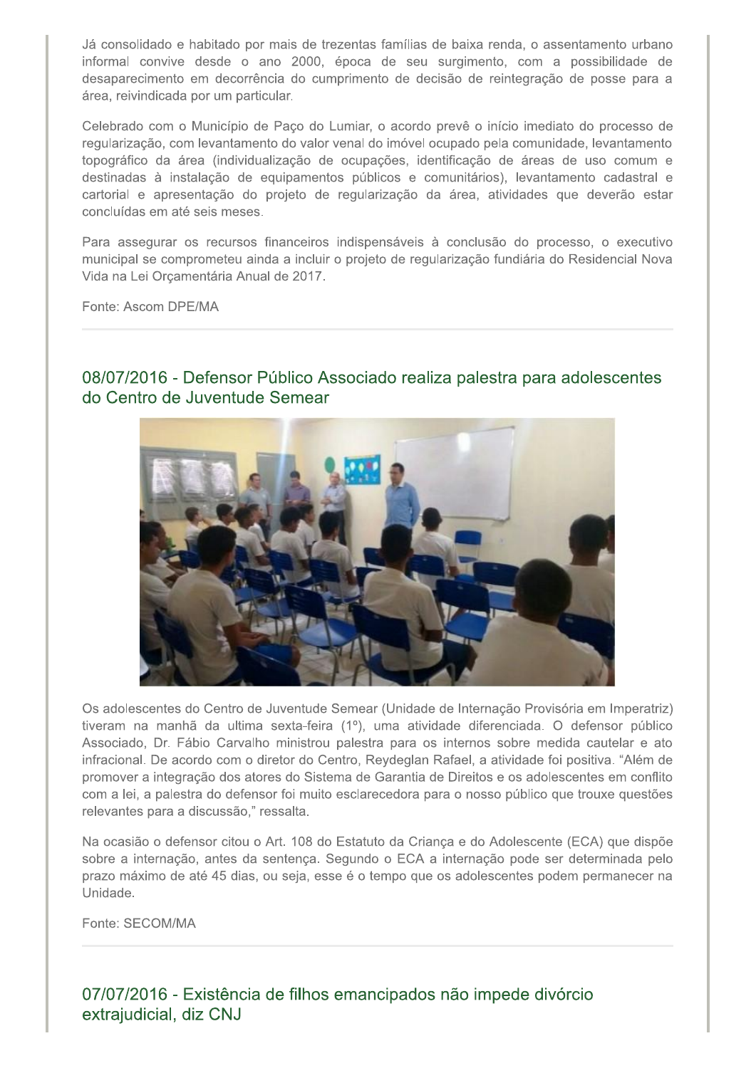Já consolidado e habitado por mais de trezentas famílias de baixa renda, o assentamento urbano informal convive desde o ano 2000, época de seu surgimento, com a possibilidade de desaparecimento em decorrência do cumprimento de decisão de reintegração de posse para a área, reivindicada por um particular.

Celebrado com o Município de Paço do Lumiar, o acordo prevê o início imediato do processo de regularização, com levantamento do valor venal do imóvel ocupado pela comunidade, levantamento topográfico da área (individualização de ocupações, identificação de áreas de uso comum e destinadas à instalação de equipamentos públicos e comunitários), levantamento cadastral e cartorial e apresentação do projeto de regularização da área, atividades que deverão estar concluídas em até seis meses.

Para assegurar os recursos financeiros indispensáveis à conclusão do processo, o executivo municipal se comprometeu ainda a incluir o projeto de regularização fundiária do Residencial Nova Vida na Lei Orçamentária Anual de 2017.

Fonte: Ascom DPE/MA

---

## 08/07/2016 - Defensor Público Associado realiza palestra para adolescentes do Centro de Juventude Semear

Os adolescentes do Centro de Juventude Semear (Unidade de Internação Provisória em Imperatriz) tiveram na manhã da ultima sexta-feira (1º), uma atividade diferenciada. O defensor público Associado, Dr. Fábio Carvalho ministrou palestra para os internos sobre medida cautelar e ato infracional. De acordo com o diretor do Centro, Reydeglan Rafael, a atividade foi positiva. “Além de promover a integração dos atores do Sistema de Garantia de Direitos e os adolescentes em conflito com a lei, a palestra do defensor foi muito esclarecedora para o nosso público que trouxe questões relevantes para a discussão,” ressalta.

Na ocasião o defensor citou o Art. 108 do Estatuto da Criança e do Adolescente (ECA) que dispõe sobre a internação, antes da sentença. Segundo o ECA a internação pode ser determinada pelo prazo máximo de até 45 dias, ou seja, esse é o tempo que os adolescentes podem permanecer na Unidade.

Fonte: SECOM/MA

---

## 07/07/2016 - Existência de filhos emancipados não impede divórcio extrajudicial, diz CNJ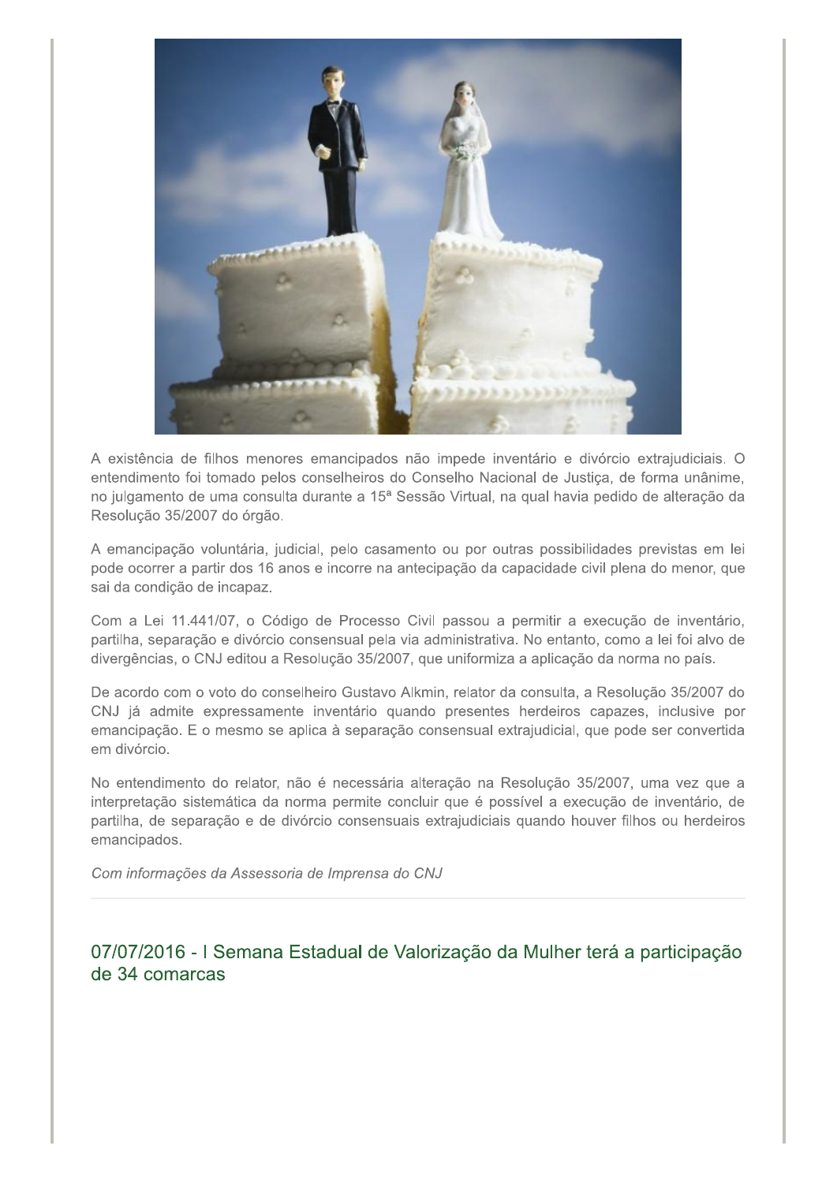A existência de filhos menores emancipados não impede inventário e divórcio extrajudiciais. O entendimento foi tomado pelos conselheiros do Conselho Nacional de Justiça, de forma unânime, no julgamento de uma consulta durante a 15ª Sessão Virtual, na qual havia pedido de alteração da Resolução 35/2007 do órgão.

A emancipação voluntária, judicial, pelo casamento ou por outras possibilidades previstas em lei pode ocorrer a partir dos 16 anos e incorre na antecipação da capacidade civil plena do menor, que sai da condição de incapaz.

Com a Lei 11.441/07, o Código de Processo Civil passou a permitir a execução de inventário, partilha, separação e divórcio consensual pela via administrativa. No entanto, como a lei foi alvo de divergências, o CNJ editou a Resolução 35/2007, que uniformiza a aplicação da norma no país.

De acordo com o voto do conselheiro Gustavo Alkmin, relator da consulta, a Resolução 35/2007 do CNJ já admite expressamente inventário quando presentes herdeiros capazes, inclusive por emancipação. E o mesmo se aplica à separação consensual extrajudicial, que pode ser convertida em divórcio.

No entendimento do relator, não é necessária alteração na Resolução 35/2007, uma vez que a interpretação sistemática da norma permite concluir que é possível a execução de inventário, de partilha, de separação e de divórcio consensuais extrajudiciais quando houver filhos ou herdeiros emancipados.

*Com informações da Assessoria de Imprensa do CNJ*

---

## 07/07/2016 - I Semana Estadual de Valorização da Mulher terá a participação de 34 comarcas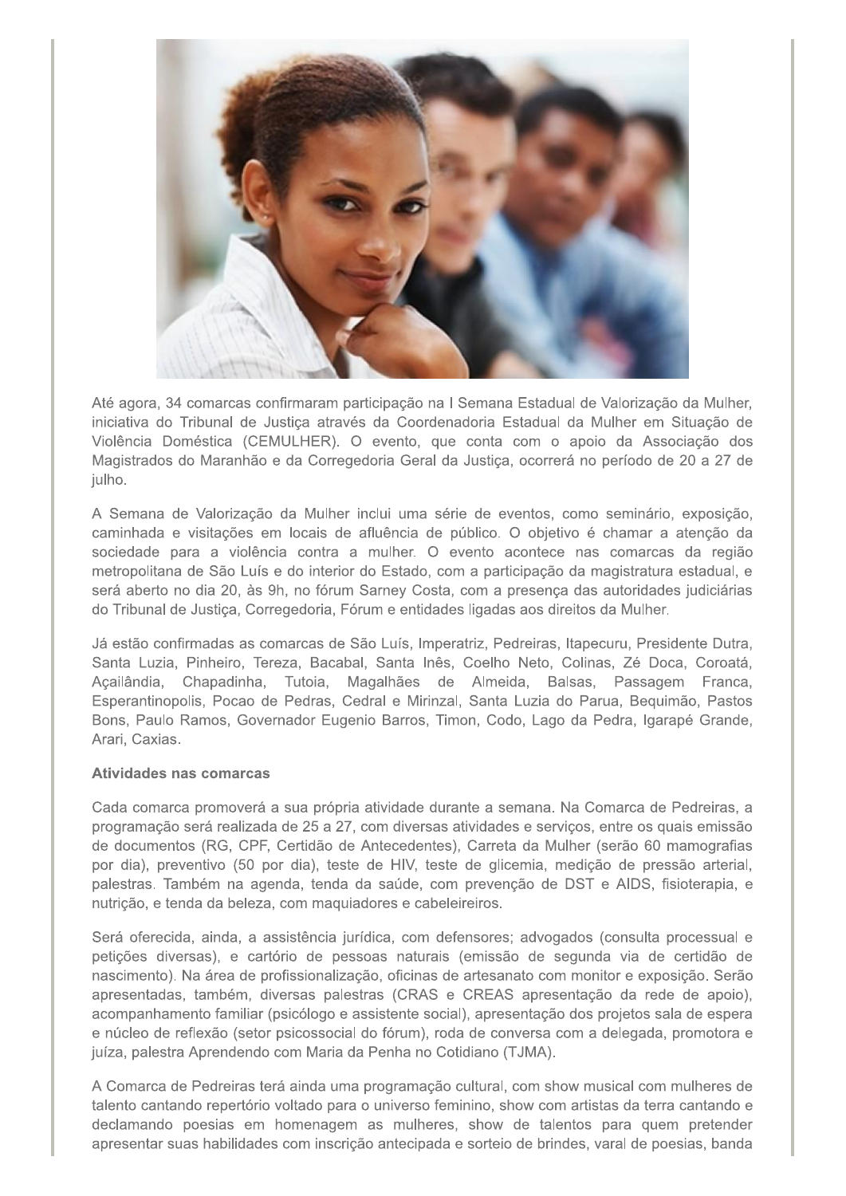Até agora, 34 comarcas confirmaram participação na I Semana Estadual de Valorização da Mulher, iniciativa do Tribunal de Justiça através da Coordenadoria Estadual da Mulher em Situação de Violência Doméstica (CEMULHER). O evento, que conta com o apoio da Associação dos Magistrados do Maranhão e da Corregedoria Geral da Justiça, ocorrerá no período de 20 a 27 de julho.

A Semana de Valorização da Mulher inclui uma série de eventos, como seminário, exposição, caminhada e visitações em locais de afluência de público. O objetivo é chamar a atenção da sociedade para a violência contra a mulher. O evento acontece nas comarcas da região metropolitana de São Luís e do interior do Estado, com a participação da magistratura estadual, e será aberto no dia 20, às 9h, no fórum Sarney Costa, com a presença das autoridades judiciárias do Tribunal de Justiça, Corregedoria, Fórum e entidades ligadas aos direitos da Mulher.

Já estão confirmadas as comarcas de São Luís, Imperatriz, Pedreiras, Itapecuru, Presidente Dutra, Santa Luzia, Pinheiro, Tereza, Bacabal, Santa Inês, Coelho Neto, Colinas, Zé Doca, Coroatá, Açailândia, Chapadinha, Tutoia, Magalhães de Almeida, Balsas, Passagem Franca, Esperantinopolis, Pocao de Pedras, Cedral e Mirinzal, Santa Luzia do Parua, Bequimão, Pastos Bons, Paulo Ramos, Governador Eugenio Barros, Timon, Codo, Lago da Pedra, Igarapé Grande, Arari, Caxias.

**Atividades nas comarcas**

Cada comarca promoverá a sua própria atividade durante a semana. Na Comarca de Pedreiras, a programação será realizada de 25 a 27, com diversas atividades e serviços, entre os quais emissão de documentos (RG, CPF, Certidão de Antecedentes), Carreta da Mulher (serão 60 mamografias por dia), preventivo (50 por dia), teste de HIV, teste de glicemia, medição de pressão arterial, palestras. Também na agenda, tenda da saúde, com prevenção de DST e AIDS, fisioterapia, e nutrição, e tenda da beleza, com maquiadores e cabeleireiros.

Será oferecida, ainda, a assistência jurídica, com defensores; advogados (consulta processual e petições diversas), e cartório de pessoas naturais (emissão de segunda via de certidão de nascimento). Na área de profissionalização, oficinas de artesanato com monitor e exposição. Serão apresentadas, também, diversas palestras (CRAS e CREAS apresentação da rede de apoio), acompanhamento familiar (psicólogo e assistente social), apresentação dos projetos sala de espera e núcleo de reflexão (setor psicossocial do fórum), roda de conversa com a delegada, promotora e juíza, palestra Aprendendo com Maria da Penha no Cotidiano (TJMA).

A Comarca de Pedreiras terá ainda uma programação cultural, com show musical com mulheres de talento cantando repertório voltado para o universo feminino, show com artistas da terra cantando e declamando poesias em homenagem as mulheres, show de talentos para quem pretender apresentar suas habilidades com inscrição antecipada e sorteio de brindes, varal de poesias, banda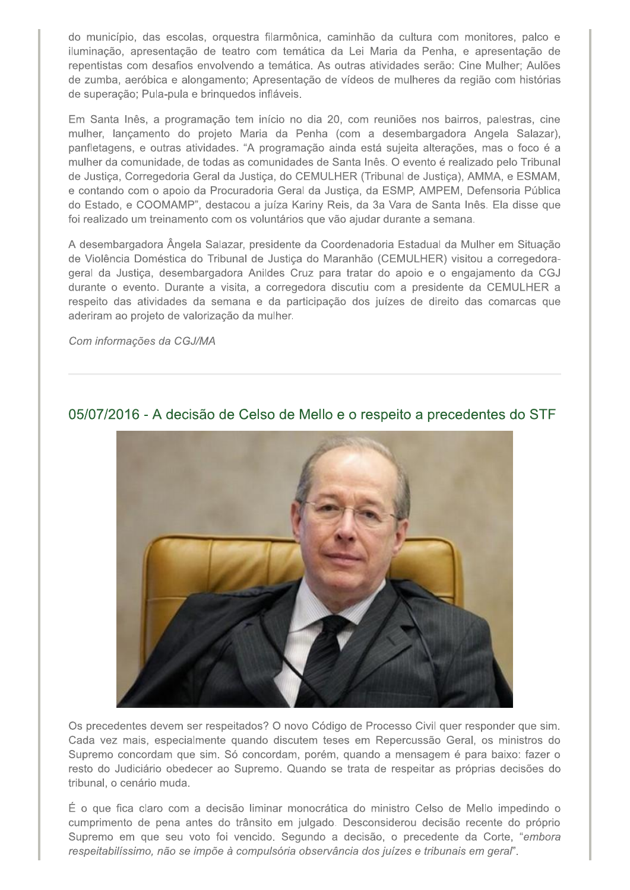do município, das escolas, orquestra filarmônica, caminhão da cultura com monitores, palco e iluminação, apresentação de teatro com temática da Lei Maria da Penha, e apresentação de repentistas com desafios envolvendo a temática. As outras atividades serão: Cine Mulher; Aulões de zumba, aeróbica e alongamento; Apresentação de vídeos de mulheres da região com histórias de superação; Pula-pula e brinquedos infláveis.

Em Santa Inês, a programação tem início no dia 20, com reuniões nos bairros, palestras, cine mulher, lançamento do projeto Maria da Penha (com a desembargadora Angela Salazar), panfletagens, e outras atividades. "A programação ainda está sujeita alterações, mas o foco é a mulher da comunidade, de todas as comunidades de Santa Inês. O evento é realizado pelo Tribunal de Justiça, Corregedoria Geral da Justiça, do CEMULHER (Tribunal de Justiça), AMMA, e ESMAM, e contando com o apoio da Procuradoria Geral da Justiça, da ESMP, AMPEM, Defensoria Pública do Estado, e COOMAMP", destacou a juíza Kariny Reis, da 3a Vara de Santa Inês. Ela disse que foi realizado um treinamento com os voluntários que vão ajudar durante a semana.

A desembargadora Ângela Salazar, presidente da Coordenadoria Estadual da Mulher em Situação de Violência Doméstica do Tribunal de Justiça do Maranhão (CEMULHER) visitou a corregedora-geral da Justiça, desembargadora Anildes Cruz para tratar do apoio e o engajamento da CGJ durante o evento. Durante a visita, a corregedora discutiu com a presidente da CEMULHER a respeito das atividades da semana e da participação dos juízes de direito das comarcas que aderiram ao projeto de valorização da mulher.

*Com informações da CGJ/MA*

---

## 05/07/2016 - A decisão de Celso de Mello e o respeito a precedentes do STF

Os precedentes devem ser respeitados? O novo Código de Processo Civil quer responder que sim. Cada vez mais, especialmente quando discutem teses em Repercussão Geral, os ministros do Supremo concordam que sim. Só concordam, porém, quando a mensagem é para baixo: fazer o resto do Judiciário obedecer ao Supremo. Quando se trata de respeitar as próprias decisões do tribunal, o cenário muda.

É o que fica claro com a decisão liminar monocrática do ministro Celso de Mello impedindo o cumprimento de pena antes do trânsito em julgado. Desconsiderou decisão recente do próprio Supremo em que seu voto foi vencido. Segundo a decisão, o precedente da Corte, "*embora respeitabilíssimo, não se impõe à compulsória observância dos juízes e tribunais em geral*".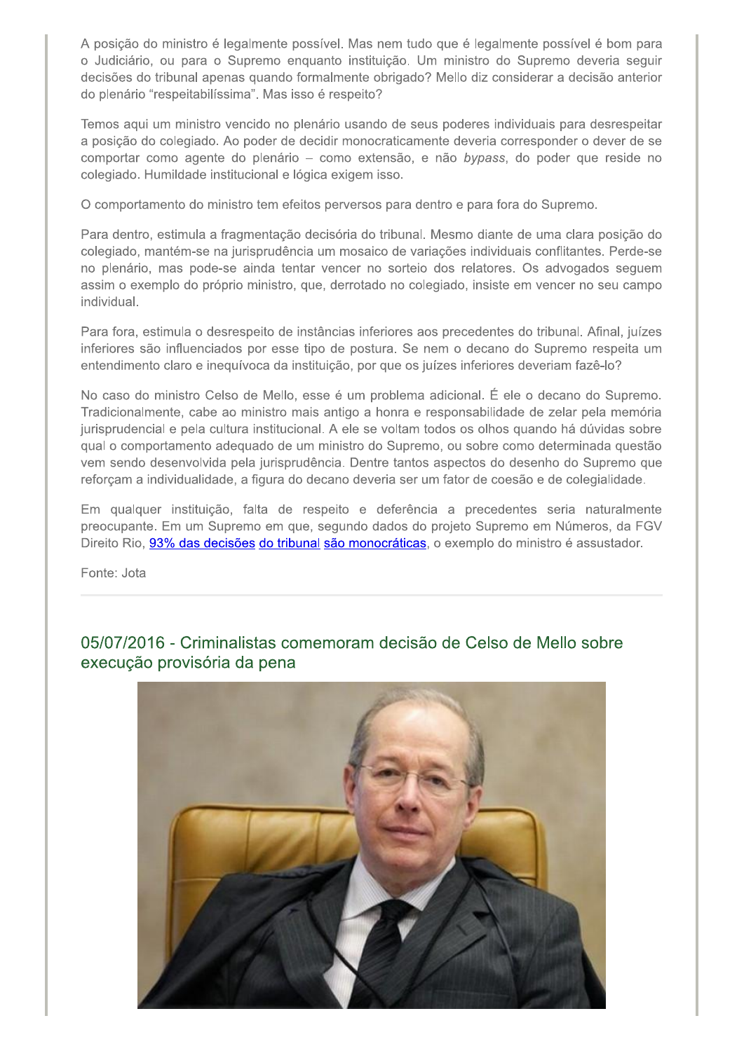A posição do ministro é legalmente possível. Mas nem tudo que é legalmente possível é bom para o Judiciário, ou para o Supremo enquanto instituição. Um ministro do Supremo deveria seguir decisões do tribunal apenas quando formalmente obrigado? Mello diz considerar a decisão anterior do plenário "respeitabilíssima". Mas isso é respeito?

Temos aqui um ministro vencido no plenário usando de seus poderes individuais para desrespeitar a posição do colegiado. Ao poder de decidir monocraticamente deveria corresponder o dever de se comportar como agente do plenário – como extensão, e não *bypass*, do poder que reside no colegiado. Humildade institucional e lógica exigem isso.

O comportamento do ministro tem efeitos perversos para dentro e para fora do Supremo.

Para dentro, estimula a fragmentação decisória do tribunal. Mesmo diante de uma clara posição do colegiado, mantém-se na jurisprudência um mosaico de variações individuais conflitantes. Perde-se no plenário, mas pode-se ainda tentar vencer no sorteio dos relatores. Os advogados seguem assim o exemplo do próprio ministro, que, derrotado no colegiado, insiste em vencer no seu campo individual.

Para fora, estimula o desrespeito de instâncias inferiores aos precedentes do tribunal. Afinal, juízes inferiores são influenciados por esse tipo de postura. Se nem o decano do Supremo respeita um entendimento claro e inequívoca da instituição, por que os juízes inferiores deveriam fazê-lo?

No caso do ministro Celso de Mello, esse é um problema adicional. É ele o decano do Supremo. Tradicionalmente, cabe ao ministro mais antigo a honra e responsabilidade de zelar pela memória jurisprudencial e pela cultura institucional. A ele se voltam todos os olhos quando há dúvidas sobre qual o comportamento adequado de um ministro do Supremo, ou sobre como determinada questão vem sendo desenvolvida pela jurisprudência. Dentre tantos aspectos do desenho do Supremo que reforçam a individualidade, a figura do decano deveria ser um fator de coesão e de colegialidade.

Em qualquer instituição, falta de respeito e deferência a precedentes seria naturalmente preocupante. Em um Supremo em que, segundo dados do projeto Supremo em Números, da FGV Direito Rio, 93% das decisões do tribunal são monocráticas, o exemplo do ministro é assustador.

Fonte: Jota

---

## 05/07/2016 - Criminalistas comemoram decisão de Celso de Mello sobre execução provisória da pena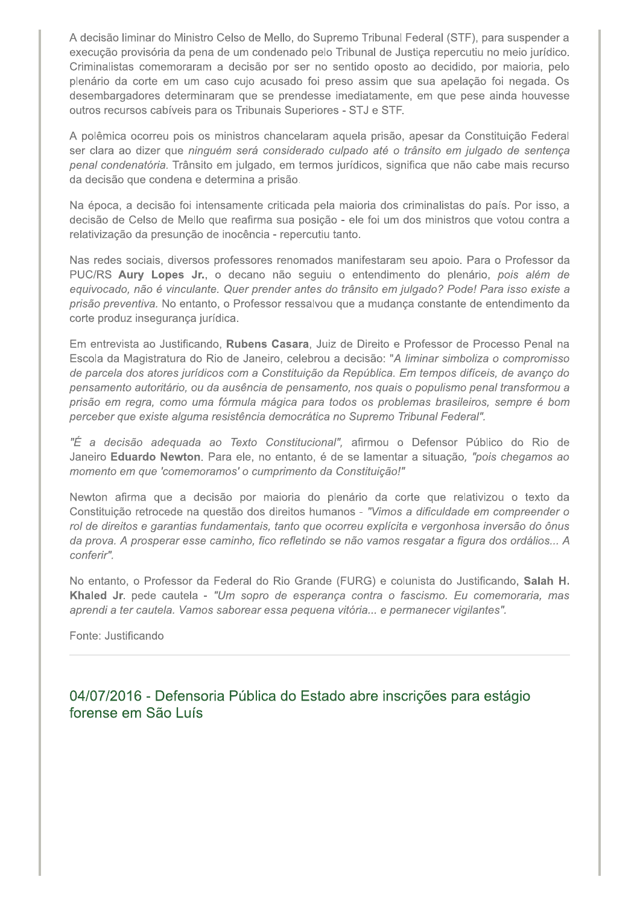A decisão liminar do Ministro Celso de Mello, do Supremo Tribunal Federal (STF), para suspender a execução provisória da pena de um condenado pelo Tribunal de Justiça repercutiu no meio jurídico. Criminalistas comemoraram a decisão por ser no sentido oposto ao decidido, por maioria, pelo plenário da corte em um caso cujo acusado foi preso assim que sua apelação foi negada. Os desembargadores determinaram que se prendesse imediatamente, em que pese ainda houvesse outros recursos cabíveis para os Tribunais Superiores - STJ e STF.

A polêmica ocorreu pois os ministros chancelaram aquela prisão, apesar da Constituição Federal ser clara ao dizer que *ninguém será considerado culpado até o trânsito em julgado de sentença penal condenatória.* Trânsito em julgado, em termos jurídicos, significa que não cabe mais recurso da decisão que condena e determina a prisão.

Na época, a decisão foi intensamente criticada pela maioria dos criminalistas do país. Por isso, a decisão de Celso de Mello que reafirma sua posição - ele foi um dos ministros que votou contra a relativização da presunção de inocência - repercutiu tanto.

Nas redes sociais, diversos professores renomados manifestaram seu apoio. Para o Professor da PUC/RS **Aury Lopes Jr.**, o decano não seguiu o entendimento do plenário, *pois além de equivocado, não é vinculante. Quer prender antes do trânsito em julgado? Pode! Para isso existe a prisão preventiva.* No entanto, o Professor ressalvou que a mudança constante de entendimento da corte produz insegurança jurídica.

Em entrevista ao Justificando, **Rubens Casara**, Juiz de Direito e Professor de Processo Penal na Escola da Magistratura do Rio de Janeiro, celebrou a decisão: "*A liminar simboliza o compromisso de parcela dos atores jurídicos com a Constituição da República. Em tempos difíceis, de avanço do pensamento autoritário, ou da ausência de pensamento, nos quais o populismo penal transformou a prisão em regra, como uma fórmula mágica para todos os problemas brasileiros, sempre é bom perceber que existe alguma resistência democrática no Supremo Tribunal Federal".*

*"É a decisão adequada ao Texto Constitucional",* afirmou o Defensor Público do Rio de Janeiro **Eduardo Newton**. Para ele, no entanto, é de se lamentar a situação, *"pois chegamos ao momento em que 'comemoramos' o cumprimento da Constituição!"*

Newton afirma que a decisão por maioria do plenário da corte que relativizou o texto da Constituição retrocede na questão dos direitos humanos - *"Vimos a dificuldade em compreender o rol de direitos e garantias fundamentais, tanto que ocorreu explícita e vergonhosa inversão do ônus da prova. A prosperar esse caminho, fico refletindo se não vamos resgatar a figura dos ordálios... A conferir".*

No entanto, o Professor da Federal do Rio Grande (FURG) e colunista do Justificando, **Salah H. Khaled Jr**. pede cautela - *"Um sopro de esperança contra o fascismo. Eu comemoraria, mas aprendi a ter cautela. Vamos saborear essa pequena vitória... e permanecer vigilantes".*

Fonte: Justificando

---

## 04/07/2016 - Defensoria Pública do Estado abre inscrições para estágio forense em São Luís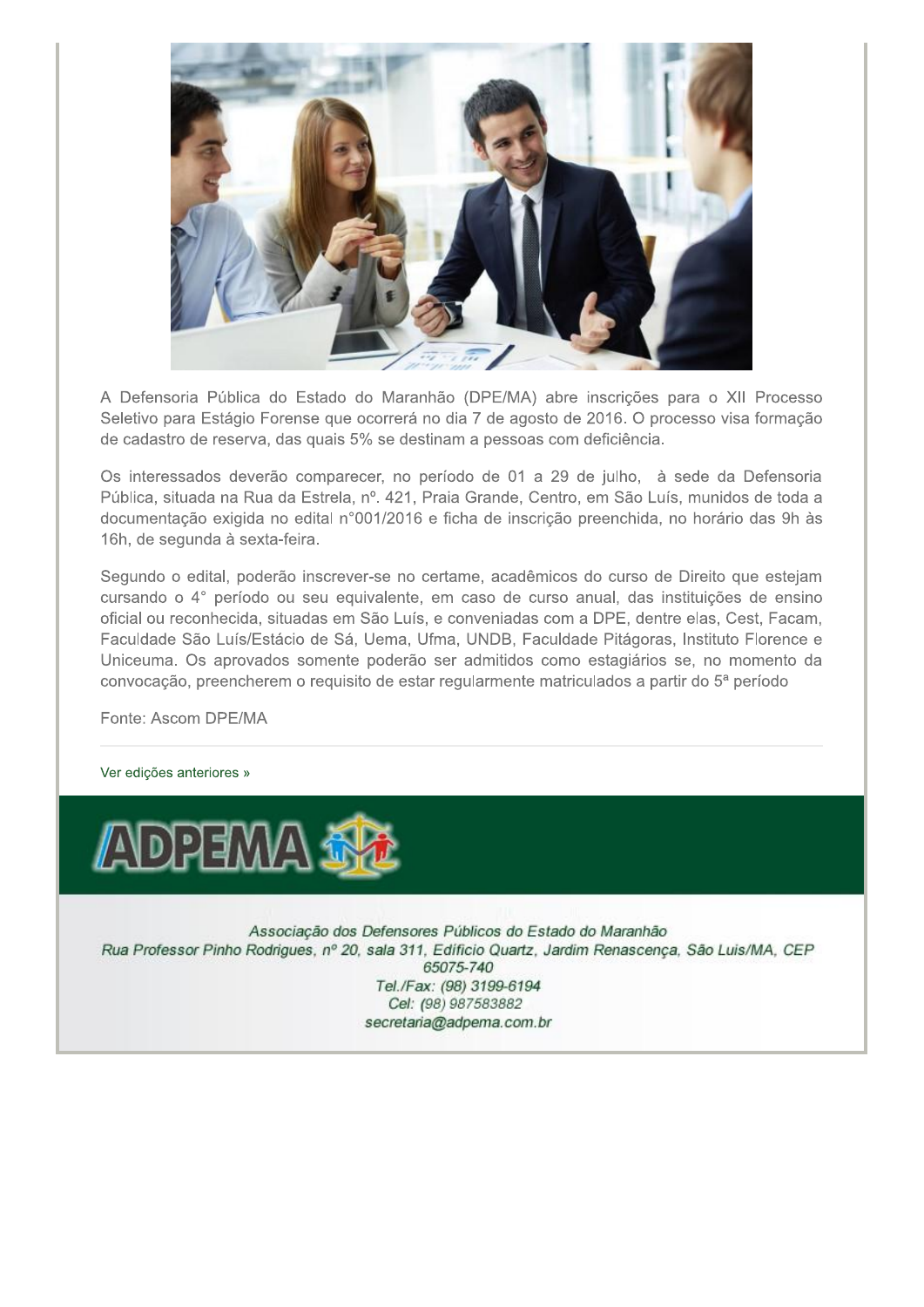A Defensoria Pública do Estado do Maranhão (DPE/MA) abre inscrições para o XII Processo Seletivo para Estágio Forense que ocorrerá no dia 7 de agosto de 2016. O processo visa formação de cadastro de reserva, das quais 5% se destinam a pessoas com deficiência.

Os interessados deverão comparecer, no período de 01 a 29 de julho, à sede da Defensoria Pública, situada na Rua da Estrela, nº. 421, Praia Grande, Centro, em São Luís, munidos de toda a documentação exigida no edital n°001/2016 e ficha de inscrição preenchida, no horário das 9h às 16h, de segunda à sexta-feira.

Segundo o edital, poderão inscrever-se no certame, acadêmicos do curso de Direito que estejam cursando o 4° período ou seu equivalente, em caso de curso anual, das instituições de ensino oficial ou reconhecida, situadas em São Luís, e conveniadas com a DPE, dentre elas, Cest, Facam, Faculdade São Luís/Estácio de Sá, Uema, Ufma, UNDB, Faculdade Pitágoras, Instituto Florence e Uniceuma. Os aprovados somente poderão ser admitidos como estagiários se, no momento da convocação, preencherem o requisito de estar regularmente matriculados a partir do 5ª período

Fonte: Ascom DPE/MA

---

Ver edições anteriores »

ADPEMA

*Associação dos Defensores Públicos do Estado do Maranhão*
*Rua Professor Pinho Rodrigues, nº 20, sala 311, Edifício Quartz, Jardim Renascença, São Luís/MA, CEP 65075-740*
*Tel./Fax: (98) 3199-6194*
*Cel: (98) 987583882*
*secretaria@adpema.com.br*